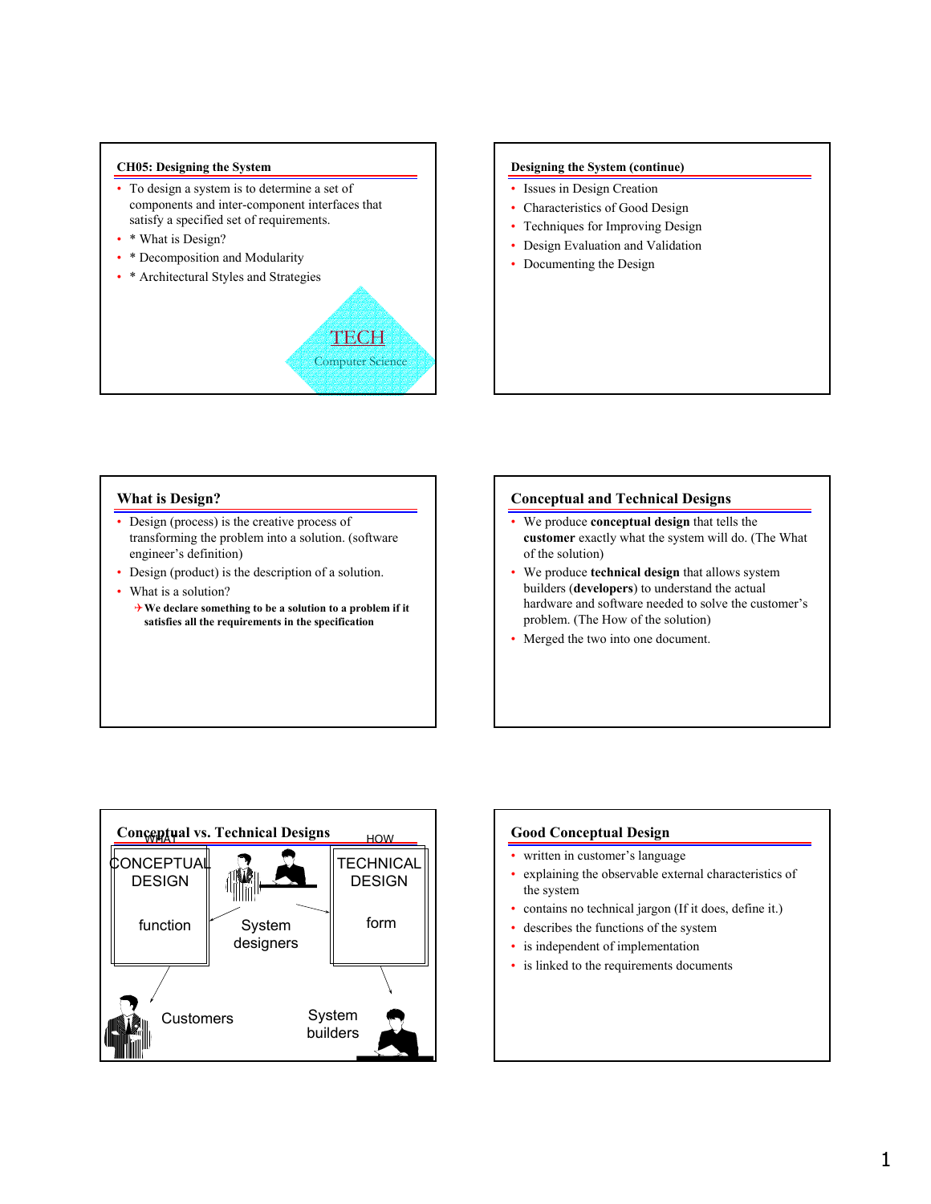## CH05: Designing the System

- To design a system is to determine a set of components and inter-component interfaces that satisfy a specified set of requirements.
- * What is Design?
- * Decomposition and Modularity
- * Architectural Styles and Strategies

TECH

Computer Science

## Designing the System (continue)

- Issues in Design Creation
- Characteristics of Good Design
- Techniques for Improving Design
- Design Evaluation and Validation
- Documenting the Design

## What is Design?

- Design (process) is the creative process of transforming the problem into a solution. (software engineer's definition)
- Design (product) is the description of a solution.
- What is a solution?
  - **We declare something to be a solution to a problem if it satisfies all the requirements in the specification**

## Conceptual and Technical Designs

- We produce **conceptual design** that tells the **customer** exactly what the system will do. (The What of the solution)
- We produce **technical design** that allows system builders (**developers**) to understand the actual hardware and software needed to solve the customer's problem. (The How of the solution)
- Merged the two into one document.

## Conceptual vs. Technical Designs

WHAT

CONCEPTUAL DESIGN

function

System designers

HOW

TECHNICAL DESIGN

form

Customers

System builders

## Good Conceptual Design

- written in customer's language
- explaining the observable external characteristics of the system
- contains no technical jargon (If it does, define it.)
- describes the functions of the system
- is independent of implementation
- is linked to the requirements documents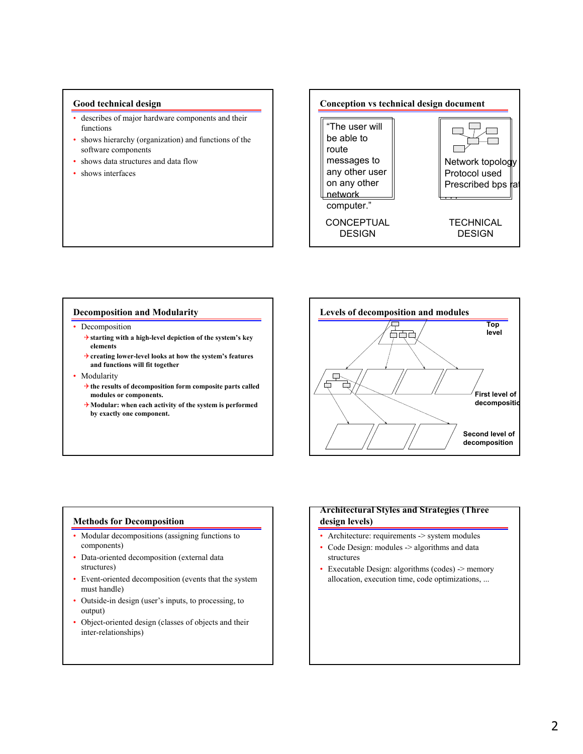## Good technical design

- describes of major hardware components and their functions
- shows hierarchy (organization) and functions of the software components
- shows data structures and data flow
- shows interfaces

## Conception vs technical design document

"The user will be able to route messages to any other user on any other network computer."

CONCEPTUAL DESIGN

Network topology
Protocol used
Prescribed bps rat
...

TECHNICAL DESIGN

## Decomposition and Modularity

- Decomposition
  - **starting with a high-level depiction of the system's key elements**
  - **creating lower-level looks at how the system's features and functions will fit together**
- Modularity
  - **the results of decomposition form composite parts called modules or components.**
  - **Modular: when each activity of the system is performed by exactly one component.**

## Levels of decomposition and modules

**Top level**

**First level of decomposition**

**Second level of decomposition**

## Methods for Decomposition

- Modular decompositions (assigning functions to components)
- Data-oriented decomposition (external data structures)
- Event-oriented decomposition (events that the system must handle)
- Outside-in design (user's inputs, to processing, to output)
- Object-oriented design (classes of objects and their inter-relationships)

## Architectural Styles and Strategies (Three design levels)

- Architecture: requirements -> system modules
- Code Design: modules -> algorithms and data structures
- Executable Design: algorithms (codes) -> memory allocation, execution time, code optimizations, ...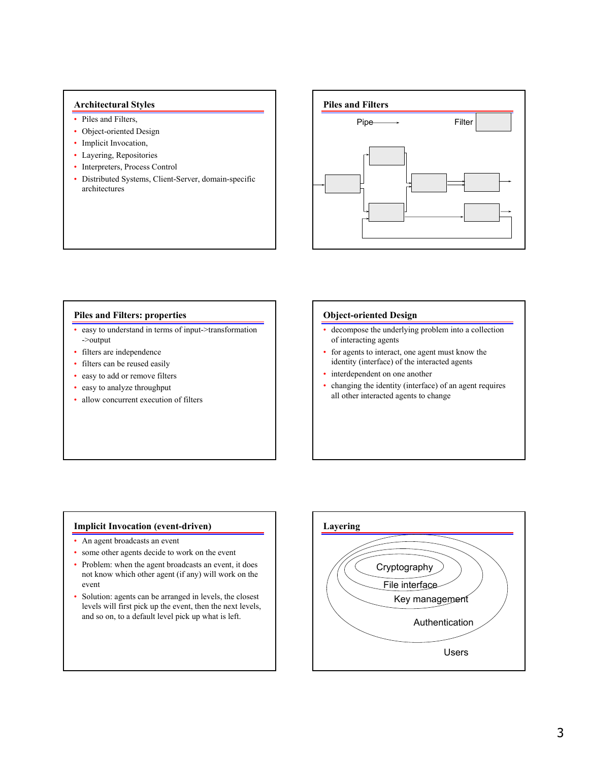## Architectural Styles

- Piles and Filters,
- Object-oriented Design
- Implicit Invocation,
- Layering, Repositories
- Interpreters, Process Control
- Distributed Systems, Client-Server, domain-specific architectures

## Piles and Filters

Pipe → Filter

## Piles and Filters: properties

- easy to understand in terms of input->transformation ->output
- filters are independence
- filters can be reused easily
- easy to add or remove filters
- easy to analyze throughput
- allow concurrent execution of filters

## Object-oriented Design

- decompose the underlying problem into a collection of interacting agents
- for agents to interact, one agent must know the identity (interface) of the interacted agents
- interdependent on one another
- changing the identity (interface) of an agent requires all other interacted agents to change

## Implicit Invocation (event-driven)

- An agent broadcasts an event
- some other agents decide to work on the event
- Problem: when the agent broadcasts an event, it does not know which other agent (if any) will work on the event
- Solution: agents can be arranged in levels, the closest levels will first pick up the event, then the next levels, and so on, to a default level pick up what is left.

## Layering

Cryptography

File interface

Key management

Authentication

Users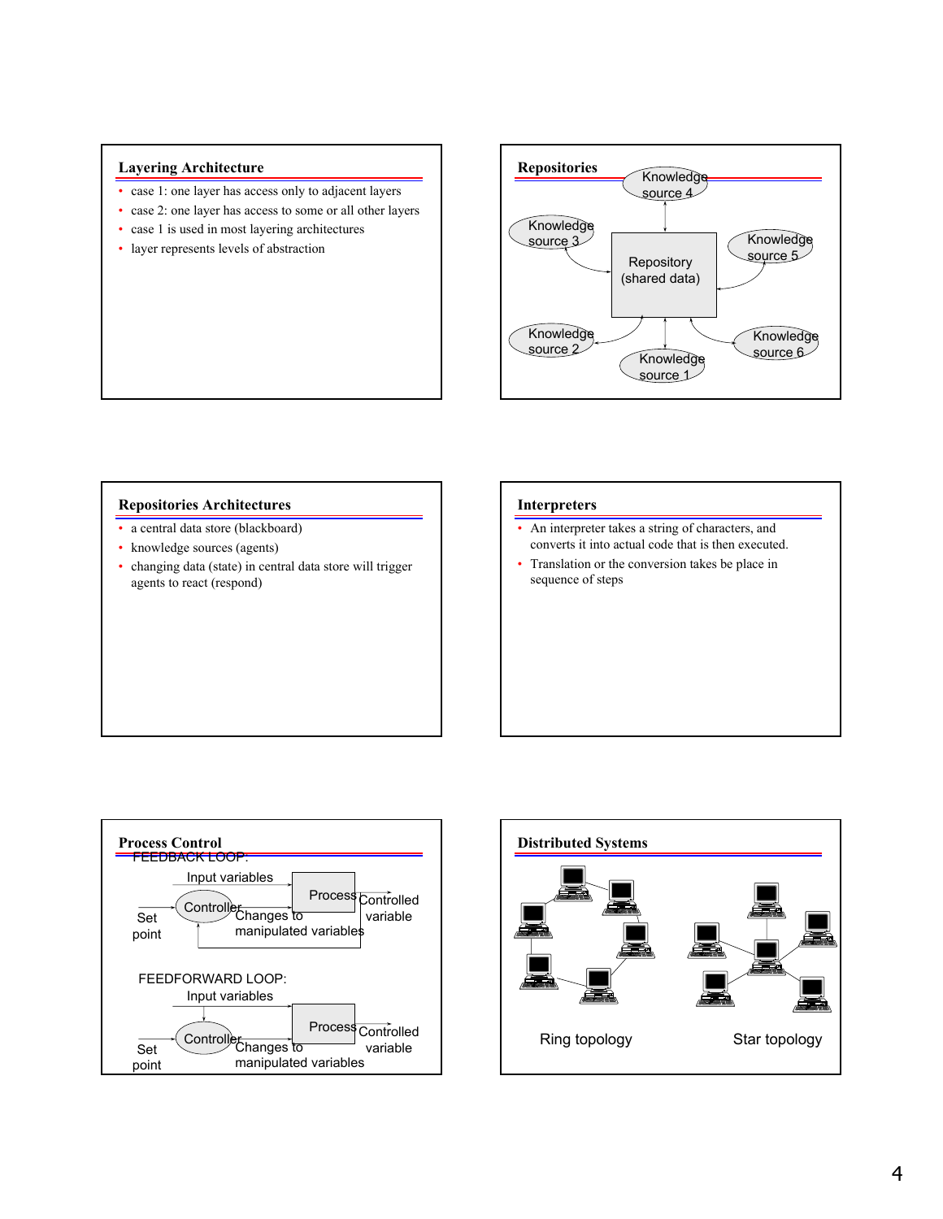## Layering Architecture

- case 1: one layer has access only to adjacent layers
- case 2: one layer has access to some or all other layers
- case 1 is used in most layering architectures
- layer represents levels of abstraction

## Repositories

Knowledge source 4

Knowledge source 3

Repository (shared data)

Knowledge source 5

Knowledge source 2

Knowledge source 1

Knowledge source 6

## Repositories Architectures

- a central data store (blackboard)
- knowledge sources (agents)
- changing data (state) in central data store will trigger agents to react (respond)

## Interpreters

- An interpreter takes a string of characters, and converts it into actual code that is then executed.
- Translation or the conversion takes be place in sequence of steps

## Process Control

FEEDBACK LOOP:

Input variables

Set point

Controller

Process

Changes to manipulated variables

Controlled variable

FEEDFORWARD LOOP:

Input variables

Set point

Controller

Process

Changes to manipulated variables

Controlled variable

## Distributed Systems

Ring topology

Star topology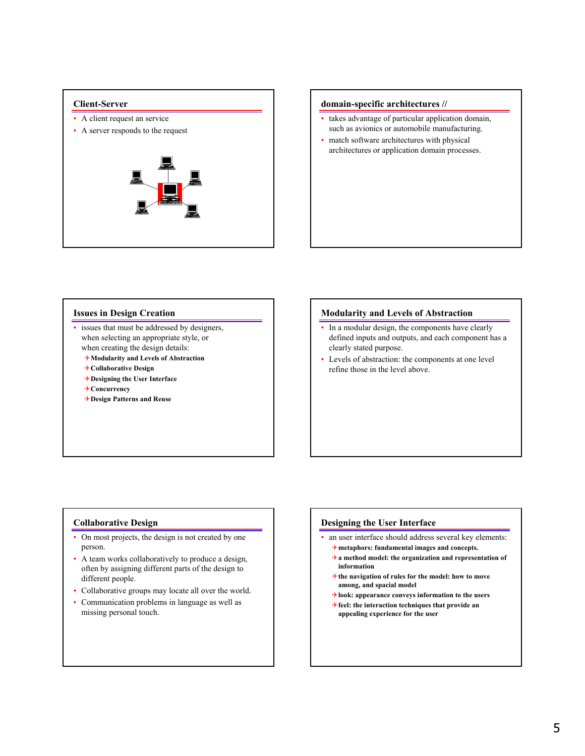## Client-Server

- A client request an service
- A server responds to the request

## domain-specific architectures //

- takes advantage of particular application domain, such as avionics or automobile manufacturing.
- match software architectures with physical architectures or application domain processes.

## Issues in Design Creation

- issues that must be addressed by designers, when selecting an appropriate style, or when creating the design details:
  - **Modularity and Levels of Abstraction**
  - **Collaborative Design**
  - **Designing the User Interface**
  - **Concurrency**
  - **Design Patterns and Reuse**

## Modularity and Levels of Abstraction

- In a modular design, the components have clearly defined inputs and outputs, and each component has a clearly stated purpose.
- Levels of abstraction: the components at one level refine those in the level above.

## Collaborative Design

- On most projects, the design is not created by one person.
- A team works collaboratively to produce a design, often by assigning different parts of the design to different people.
- Collaborative groups may locate all over the world.
- Communication problems in language as well as missing personal touch.

## Designing the User Interface

- an user interface should address several key elements:
  - **metaphors: fundamental images and concepts.**
  - **a method model: the organization and representation of information**
  - **the navigation of rules for the model: how to move among, and spacial model**
  - **look: appearance conveys information to the users**
  - **feel: the interaction techniques that provide an appealing experience for the user**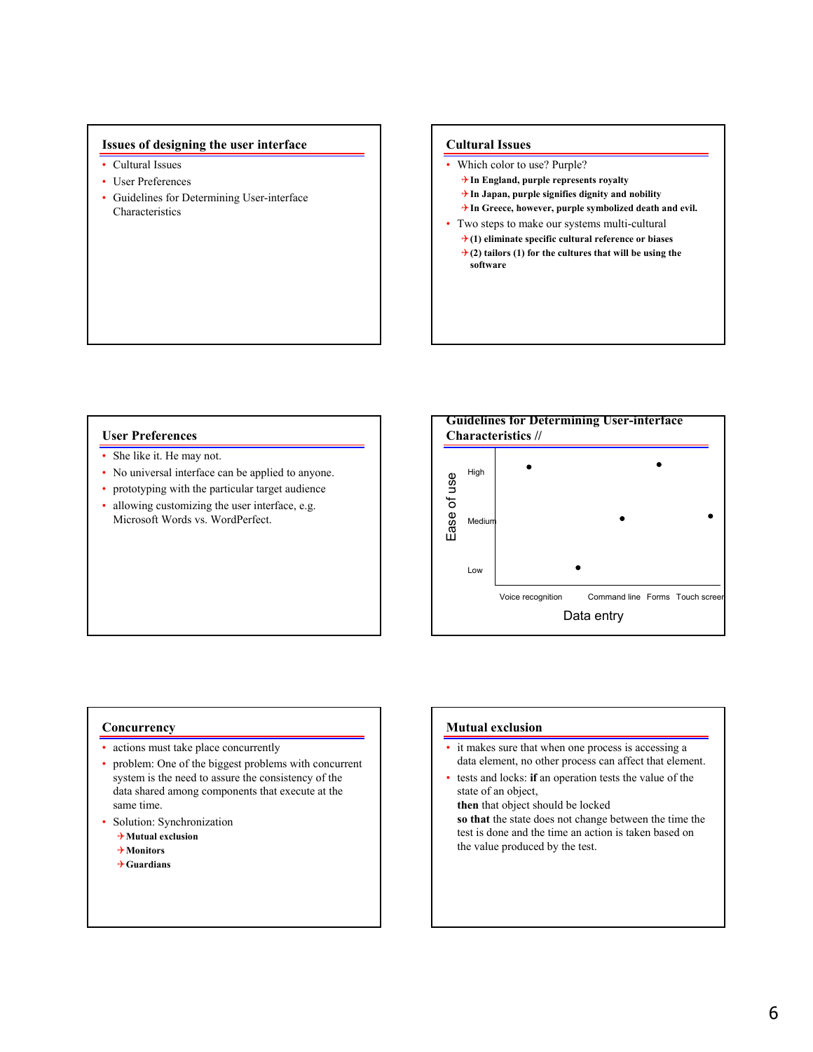## Issues of designing the user interface

- Cultural Issues
- User Preferences
- Guidelines for Determining User-interface Characteristics

## Cultural Issues

- Which color to use? Purple?
  - **In England, purple represents royalty**
  - **In Japan, purple signifies dignity and nobility**
  - **In Greece, however, purple symbolized death and evil.**
- Two steps to make our systems multi-cultural
  - **(1) eliminate specific cultural reference or biases**
  - **(2) tailors (1) for the cultures that will be using the software**

## User Preferences

- She like it. He may not.
- No universal interface can be applied to anyone.
- prototyping with the particular target audience
- allowing customizing the user interface, e.g. Microsoft Words vs. WordPerfect.

## Guidelines for Determining User-interface Characteristics //

Ease of use: High, Medium, Low

Data entry: Voice recognition, Command line, Forms, Touch screen

## Concurrency

- actions must take place concurrently
- problem: One of the biggest problems with concurrent system is the need to assure the consistency of the data shared among components that execute at the same time.
- Solution: Synchronization
  - **Mutual exclusion**
  - **Monitors**
  - **Guardians**

## Mutual exclusion

- it makes sure that when one process is accessing a data element, no other process can affect that element.
- tests and locks: **if** an operation tests the value of the state of an object,
  **then** that object should be locked
  **so that** the state does not change between the time the test is done and the time an action is taken based on the value produced by the test.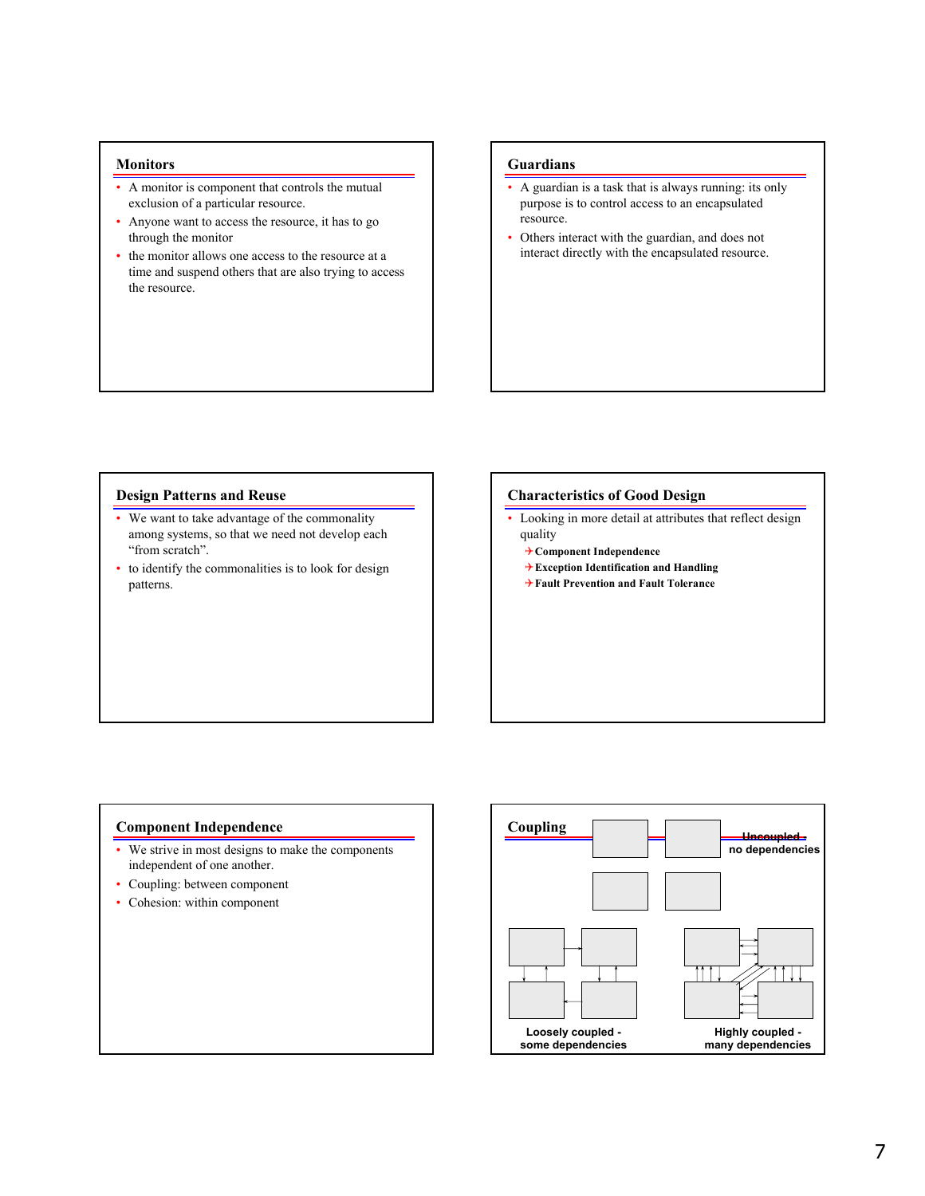## Monitors

- A monitor is component that controls the mutual exclusion of a particular resource.
- Anyone want to access the resource, it has to go through the monitor
- the monitor allows one access to the resource at a time and suspend others that are also trying to access the resource.

## Guardians

- A guardian is a task that is always running: its only purpose is to control access to an encapsulated resource.
- Others interact with the guardian, and does not interact directly with the encapsulated resource.

## Design Patterns and Reuse

- We want to take advantage of the commonality among systems, so that we need not develop each “from scratch”.
- to identify the commonalities is to look for design patterns.

## Characteristics of Good Design

- Looking in more detail at attributes that reflect design quality
  - **Component Independence**
  - **Exception Identification and Handling**
  - **Fault Prevention and Fault Tolerance**

## Component Independence

- We strive in most designs to make the components independent of one another.
- Coupling: between component
- Cohesion: within component

## Coupling

**Uncoupled - no dependencies**

**Loosely coupled - some dependencies**

**Highly coupled - many dependencies**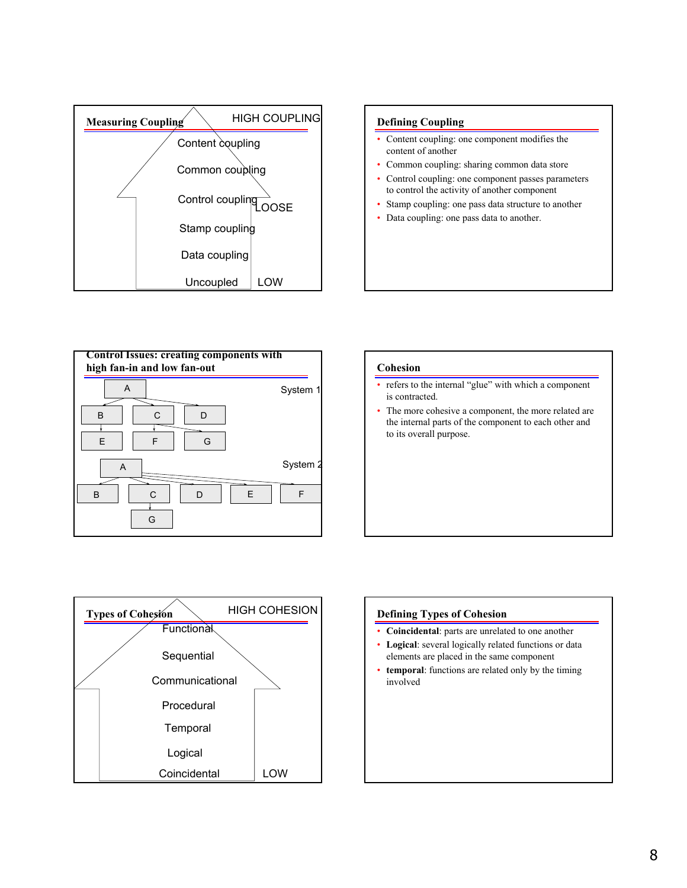## Measuring Coupling

HIGH COUPLING

- Content coupling
- Common coupling
- Control coupling
- Stamp coupling
- Data coupling
- Uncoupled

LOOSE

LOW

## Defining Coupling

- Content coupling: one component modifies the content of another
- Common coupling: sharing common data store
- Control coupling: one component passes parameters to control the activity of another component
- Stamp coupling: one pass data structure to another
- Data coupling: one pass data to another.

## Control Issues: creating components with high fan-in and low fan-out

System 1

A → B, C, D; B → E; C → F, G

System 2

A → B, C, D, E, F; C → G

## Cohesion

- refers to the internal "glue" with which a component is contracted.
- The more cohesive a component, the more related are the internal parts of the component to each other and to its overall purpose.

## Types of Cohesion

HIGH COHESION

- Functional
- Sequential
- Communicational
- Procedural
- Temporal
- Logical
- Coincidental

LOW

## Defining Types of Cohesion

- **Coincidental**: parts are unrelated to one another
- **Logical**: several logically related functions or data elements are placed in the same component
- **temporal**: functions are related only by the timing involved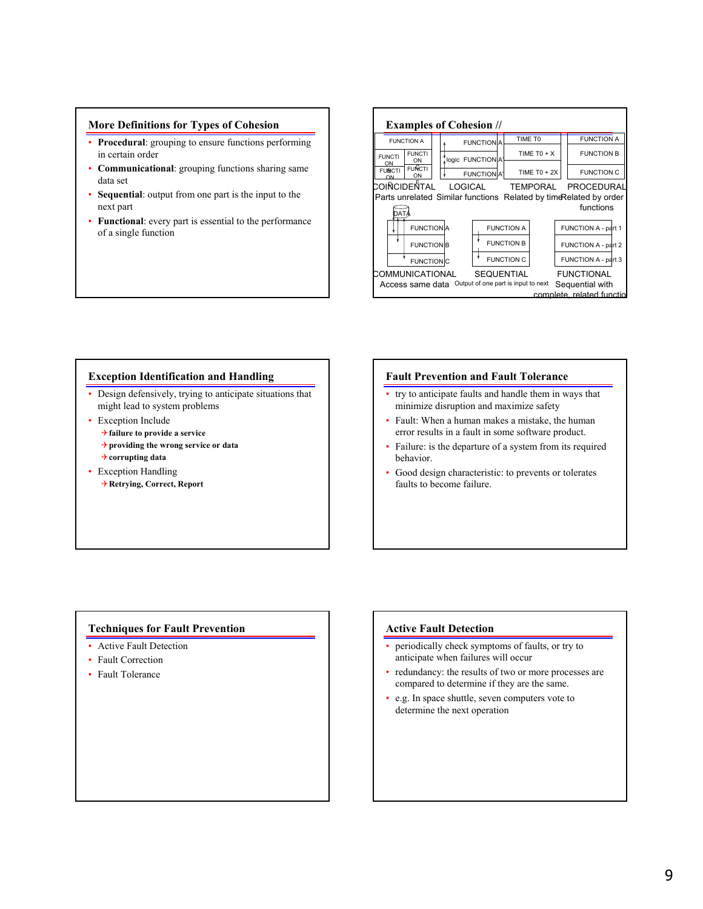## More Definitions for Types of Cohesion

- **Procedural**: grouping to ensure functions performing in certain order
- **Communicational**: grouping functions sharing same data set
- **Sequential**: output from one part is the input to the next part
- **Functional**: every part is essential to the performance of a single function

## Examples of Cohesion //

| COINCIDENTAL | LOGICAL | TEMPORAL | PROCEDURAL |
|---|---|---|---|
| FUNCTION A, FUNCTION, FUNCTION, FUNCTION, FUNCTION | FUNCTION A, logic FUNCTION A', FUNCTION A' | TIME T0, TIME T0 + X, TIME T0 + 2X | FUNCTION A, FUNCTION B, FUNCTION C |
| Parts unrelated | Similar functions | Related by time | Related by order functions |

| COMMUNICATIONAL | SEQUENTIAL | FUNCTIONAL |
|---|---|---|
| DATA: FUNCTION A, FUNCTION B, FUNCTION C | FUNCTION A, FUNCTION B, FUNCTION C | FUNCTION A - part 1, FUNCTION A - part 2, FUNCTION A - part 3 |
| Access same data | Output of one part is input to next | Sequential with complete, related functio |

## Exception Identification and Handling

- Design defensively, trying to anticipate situations that might lead to system problems
- Exception Include
  - **failure to provide a service**
  - **providing the wrong service or data**
  - **corrupting data**
- Exception Handling
  - **Retrying, Correct, Report**

## Fault Prevention and Fault Tolerance

- try to anticipate faults and handle them in ways that minimize disruption and maximize safety
- Fault: When a human makes a mistake, the human error results in a fault in some software product.
- Failure: is the departure of a system from its required behavior.
- Good design characteristic: to prevents or tolerates faults to become failure.

## Techniques for Fault Prevention

- Active Fault Detection
- Fault Correction
- Fault Tolerance

## Active Fault Detection

- periodically check symptoms of faults, or try to anticipate when failures will occur
- redundancy: the results of two or more processes are compared to determine if they are the same.
- e.g. In space shuttle, seven computers vote to determine the next operation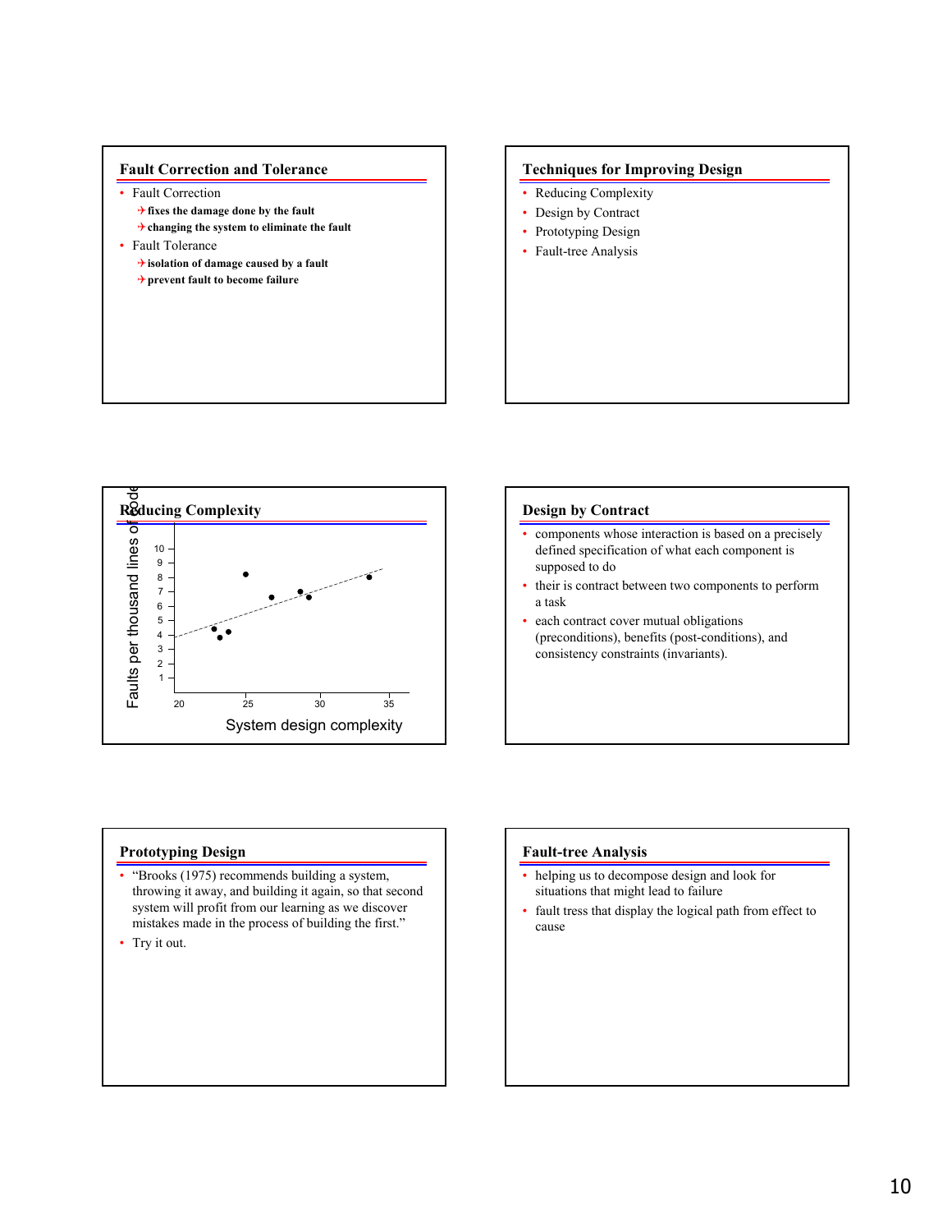## Fault Correction and Tolerance

- Fault Correction
  - ✈ **fixes the damage done by the fault**
  - ✈ **changing the system to eliminate the fault**
- Fault Tolerance
  - ✈ **isolation of damage caused by a fault**
  - ✈ **prevent fault to become failure**

## Techniques for Improving Design

- Reducing Complexity
- Design by Contract
- Prototyping Design
- Fault-tree Analysis

## Reducing Complexity

Faults per thousand lines of code

System design complexity

## Design by Contract

- components whose interaction is based on a precisely defined specification of what each component is supposed to do
- their is contract between two components to perform a task
- each contract cover mutual obligations (preconditions), benefits (post-conditions), and consistency constraints (invariants).

## Prototyping Design

- "Brooks (1975) recommends building a system, throwing it away, and building it again, so that second system will profit from our learning as we discover mistakes made in the process of building the first."
- Try it out.

## Fault-tree Analysis

- helping us to decompose design and look for situations that might lead to failure
- fault tress that display the logical path from effect to cause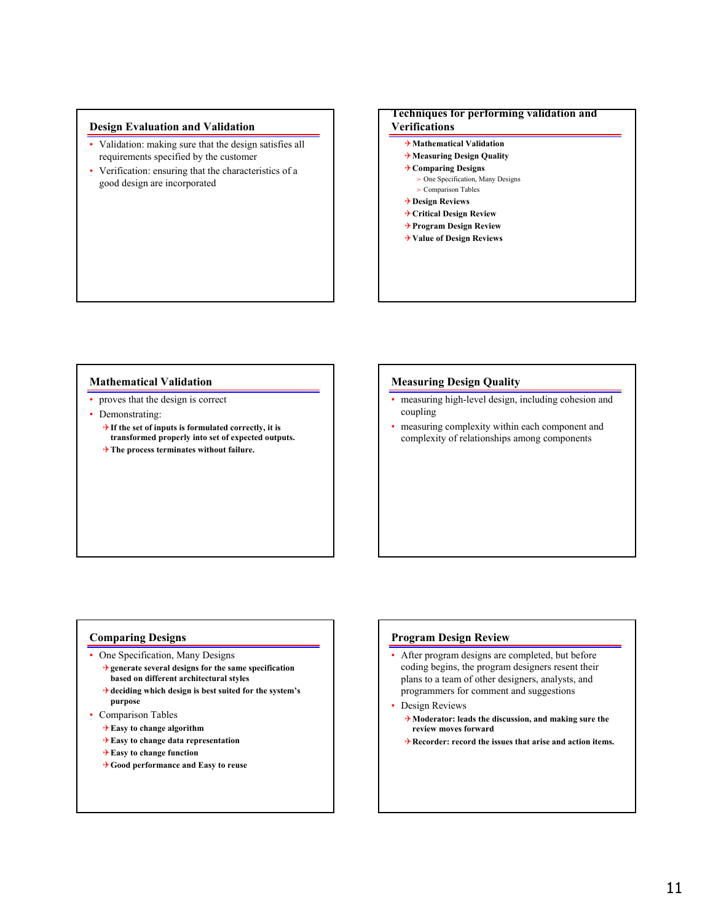## Design Evaluation and Validation

- Validation: making sure that the design satisfies all requirements specified by the customer
- Verification: ensuring that the characteristics of a good design are incorporated

## Techniques for performing validation and Verifications

- **Mathematical Validation**
- **Measuring Design Quality**
- **Comparing Designs**
  - One Specification, Many Designs
  - Comparison Tables
- **Design Reviews**
- **Critical Design Review**
- **Program Design Review**
- **Value of Design Reviews**

## Mathematical Validation

- proves that the design is correct
- Demonstrating:
  - **If the set of inputs is formulated correctly, it is transformed properly into set of expected outputs.**
  - **The process terminates without failure.**

## Measuring Design Quality

- measuring high-level design, including cohesion and coupling
- measuring complexity within each component and complexity of relationships among components

## Comparing Designs

- One Specification, Many Designs
  - **generate several designs for the same specification based on different architectural styles**
  - **deciding which design is best suited for the system's purpose**
- Comparison Tables
  - **Easy to change algorithm**
  - **Easy to change data representation**
  - **Easy to change function**
  - **Good performance and Easy to reuse**

## Program Design Review

- After program designs are completed, but before coding begins, the program designers resent their plans to a team of other designers, analysts, and programmers for comment and suggestions
- Design Reviews
  - **Moderator: leads the discussion, and making sure the review moves forward**
  - **Recorder: record the issues that arise and action items.**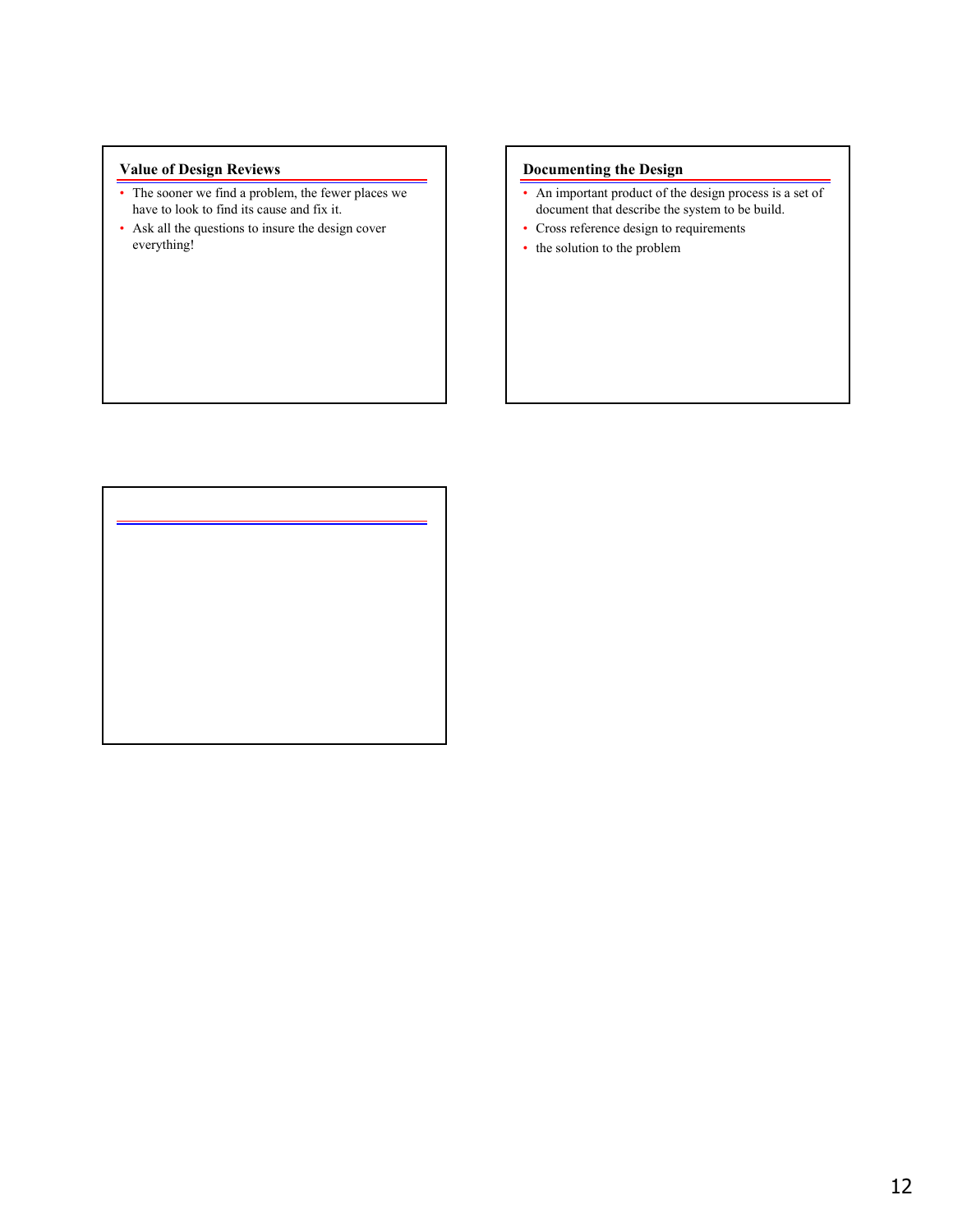## Value of Design Reviews

- The sooner we find a problem, the fewer places we have to look to find its cause and fix it.
- Ask all the questions to insure the design cover everything!

## Documenting the Design

- An important product of the design process is a set of document that describe the system to be build.
- Cross reference design to requirements
- the solution to the problem